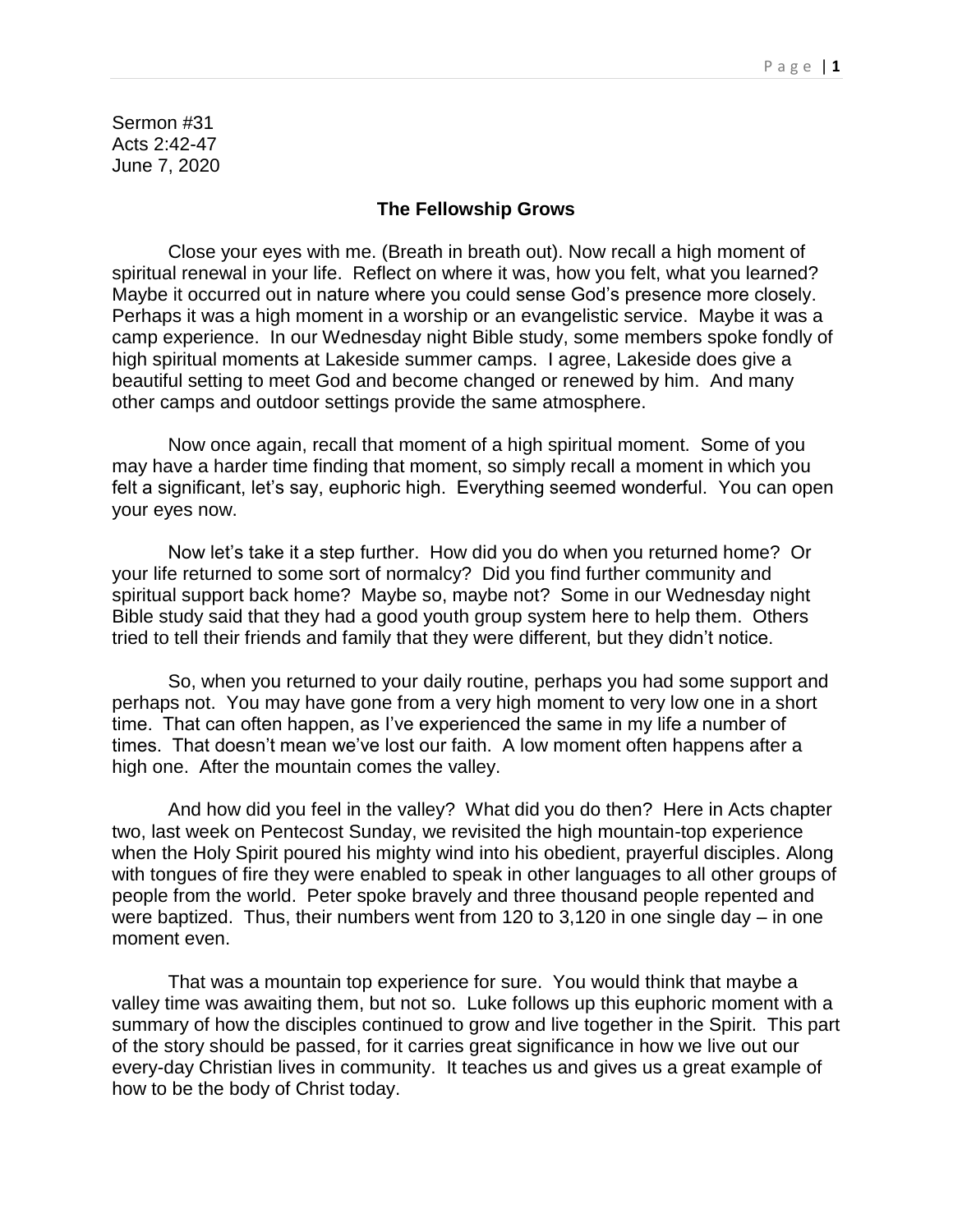Sermon #31
Acts 2:42-47
June 7, 2020

## The Fellowship Grows

Close your eyes with me. (Breath in breath out). Now recall a high moment of spiritual renewal in your life. Reflect on where it was, how you felt, what you learned? Maybe it occurred out in nature where you could sense God's presence more closely. Perhaps it was a high moment in a worship or an evangelistic service. Maybe it was a camp experience. In our Wednesday night Bible study, some members spoke fondly of high spiritual moments at Lakeside summer camps. I agree, Lakeside does give a beautiful setting to meet God and become changed or renewed by him. And many other camps and outdoor settings provide the same atmosphere.

Now once again, recall that moment of a high spiritual moment. Some of you may have a harder time finding that moment, so simply recall a moment in which you felt a significant, let's say, euphoric high. Everything seemed wonderful. You can open your eyes now.

Now let's take it a step further. How did you do when you returned home? Or your life returned to some sort of normalcy? Did you find further community and spiritual support back home? Maybe so, maybe not? Some in our Wednesday night Bible study said that they had a good youth group system here to help them. Others tried to tell their friends and family that they were different, but they didn't notice.

So, when you returned to your daily routine, perhaps you had some support and perhaps not. You may have gone from a very high moment to very low one in a short time. That can often happen, as I've experienced the same in my life a number of times. That doesn't mean we've lost our faith. A low moment often happens after a high one. After the mountain comes the valley.

And how did you feel in the valley? What did you do then? Here in Acts chapter two, last week on Pentecost Sunday, we revisited the high mountain-top experience when the Holy Spirit poured his mighty wind into his obedient, prayerful disciples. Along with tongues of fire they were enabled to speak in other languages to all other groups of people from the world. Peter spoke bravely and three thousand people repented and were baptized. Thus, their numbers went from 120 to 3,120 in one single day – in one moment even.

That was a mountain top experience for sure. You would think that maybe a valley time was awaiting them, but not so. Luke follows up this euphoric moment with a summary of how the disciples continued to grow and live together in the Spirit. This part of the story should be passed, for it carries great significance in how we live out our every-day Christian lives in community. It teaches us and gives us a great example of how to be the body of Christ today.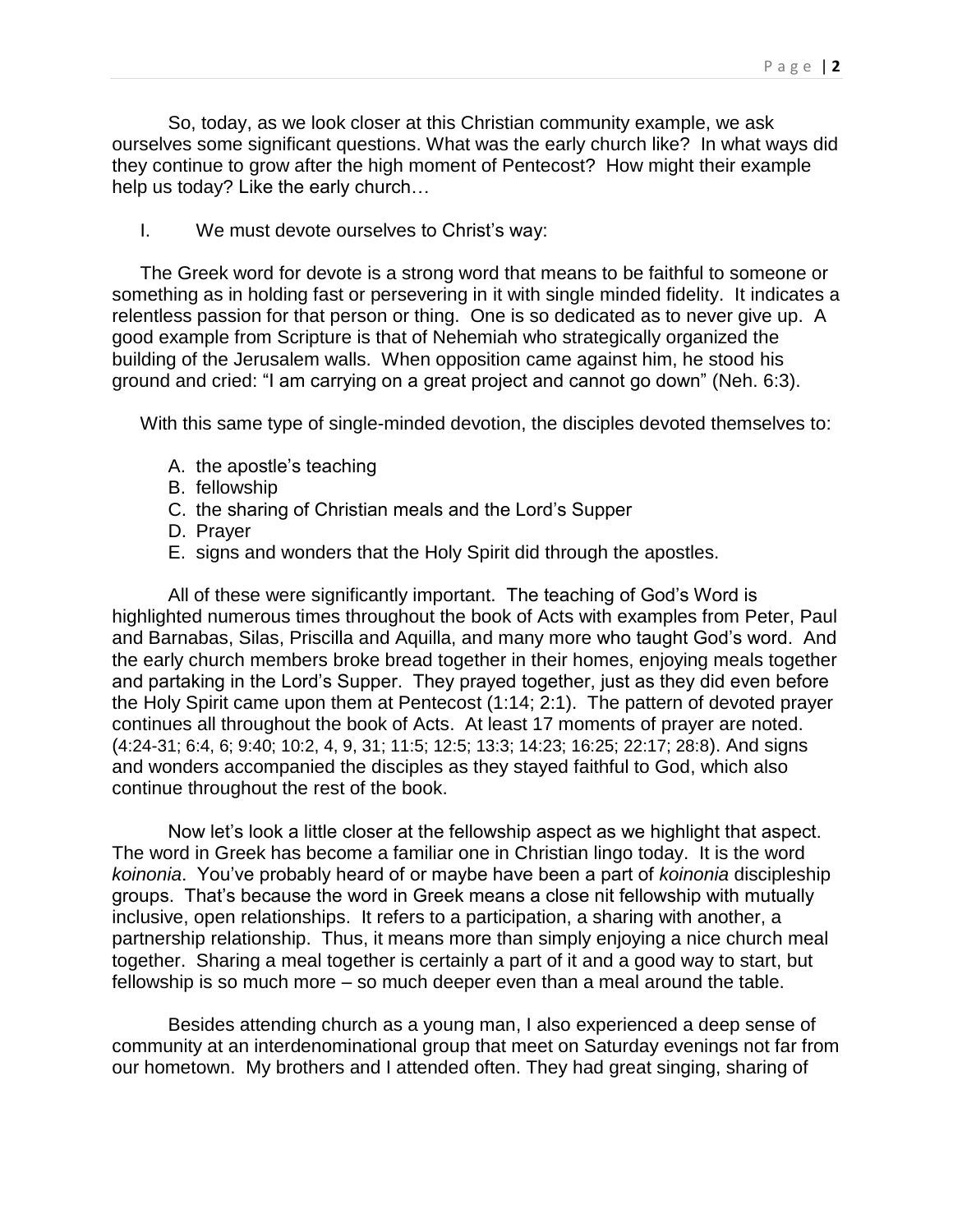So, today, as we look closer at this Christian community example, we ask ourselves some significant questions. What was the early church like? In what ways did they continue to grow after the high moment of Pentecost? How might their example help us today? Like the early church…

I. We must devote ourselves to Christ's way:

The Greek word for devote is a strong word that means to be faithful to someone or something as in holding fast or persevering in it with single minded fidelity. It indicates a relentless passion for that person or thing. One is so dedicated as to never give up. A good example from Scripture is that of Nehemiah who strategically organized the building of the Jerusalem walls. When opposition came against him, he stood his ground and cried: "I am carrying on a great project and cannot go down" (Neh. 6:3).

With this same type of single-minded devotion, the disciples devoted themselves to:

A. the apostle's teaching
B. fellowship
C. the sharing of Christian meals and the Lord's Supper
D. Prayer
E. signs and wonders that the Holy Spirit did through the apostles.

All of these were significantly important. The teaching of God's Word is highlighted numerous times throughout the book of Acts with examples from Peter, Paul and Barnabas, Silas, Priscilla and Aquilla, and many more who taught God's word. And the early church members broke bread together in their homes, enjoying meals together and partaking in the Lord's Supper. They prayed together, just as they did even before the Holy Spirit came upon them at Pentecost (1:14; 2:1). The pattern of devoted prayer continues all throughout the book of Acts. At least 17 moments of prayer are noted. (4:24-31; 6:4, 6; 9:40; 10:2, 4, 9, 31; 11:5; 12:5; 13:3; 14:23; 16:25; 22:17; 28:8). And signs and wonders accompanied the disciples as they stayed faithful to God, which also continue throughout the rest of the book.

Now let's look a little closer at the fellowship aspect as we highlight that aspect. The word in Greek has become a familiar one in Christian lingo today. It is the word *koinonia*. You've probably heard of or maybe have been a part of *koinonia* discipleship groups. That's because the word in Greek means a close nit fellowship with mutually inclusive, open relationships. It refers to a participation, a sharing with another, a partnership relationship. Thus, it means more than simply enjoying a nice church meal together. Sharing a meal together is certainly a part of it and a good way to start, but fellowship is so much more – so much deeper even than a meal around the table.

Besides attending church as a young man, I also experienced a deep sense of community at an interdenominational group that meet on Saturday evenings not far from our hometown. My brothers and I attended often. They had great singing, sharing of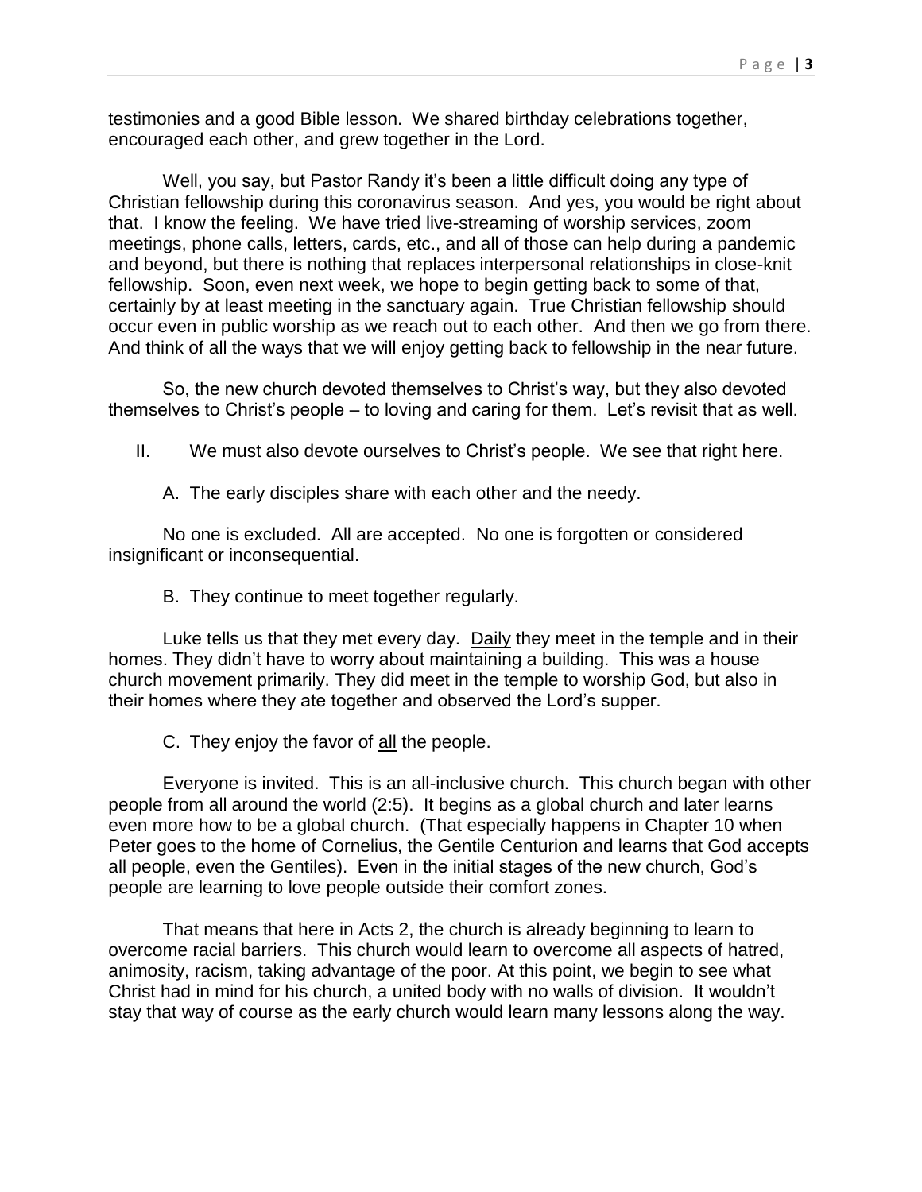testimonies and a good Bible lesson. We shared birthday celebrations together, encouraged each other, and grew together in the Lord.

Well, you say, but Pastor Randy it's been a little difficult doing any type of Christian fellowship during this coronavirus season. And yes, you would be right about that. I know the feeling. We have tried live-streaming of worship services, zoom meetings, phone calls, letters, cards, etc., and all of those can help during a pandemic and beyond, but there is nothing that replaces interpersonal relationships in close-knit fellowship. Soon, even next week, we hope to begin getting back to some of that, certainly by at least meeting in the sanctuary again. True Christian fellowship should occur even in public worship as we reach out to each other. And then we go from there. And think of all the ways that we will enjoy getting back to fellowship in the near future.

So, the new church devoted themselves to Christ's way, but they also devoted themselves to Christ's people – to loving and caring for them. Let's revisit that as well.

II. We must also devote ourselves to Christ's people. We see that right here.

A. The early disciples share with each other and the needy.

No one is excluded. All are accepted. No one is forgotten or considered insignificant or inconsequential.

B. They continue to meet together regularly.

Luke tells us that they met every day. <u>Daily</u> they meet in the temple and in their homes. They didn't have to worry about maintaining a building. This was a house church movement primarily. They did meet in the temple to worship God, but also in their homes where they ate together and observed the Lord's supper.

C. They enjoy the favor of <u>all</u> the people.

Everyone is invited. This is an all-inclusive church. This church began with other people from all around the world (2:5). It begins as a global church and later learns even more how to be a global church. (That especially happens in Chapter 10 when Peter goes to the home of Cornelius, the Gentile Centurion and learns that God accepts all people, even the Gentiles). Even in the initial stages of the new church, God's people are learning to love people outside their comfort zones.

That means that here in Acts 2, the church is already beginning to learn to overcome racial barriers. This church would learn to overcome all aspects of hatred, animosity, racism, taking advantage of the poor. At this point, we begin to see what Christ had in mind for his church, a united body with no walls of division. It wouldn't stay that way of course as the early church would learn many lessons along the way.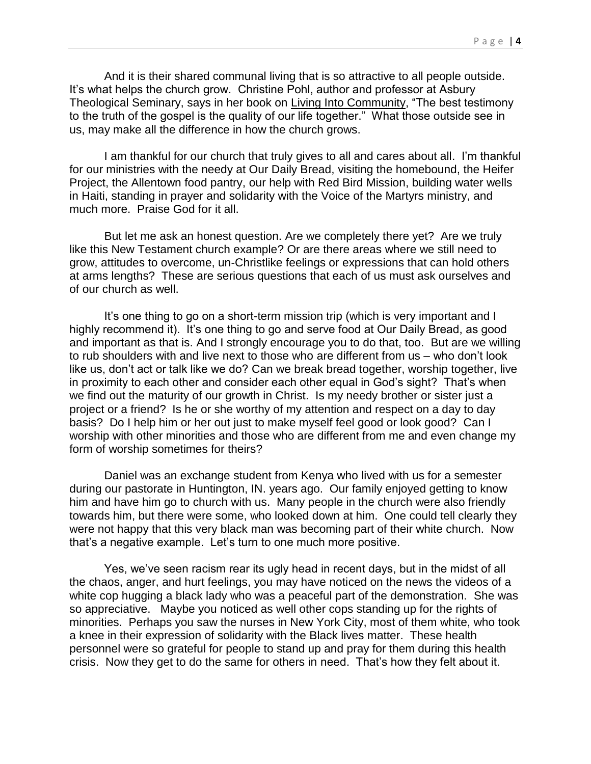And it is their shared communal living that is so attractive to all people outside. It's what helps the church grow. Christine Pohl, author and professor at Asbury Theological Seminary, says in her book on Living Into Community, "The best testimony to the truth of the gospel is the quality of our life together." What those outside see in us, may make all the difference in how the church grows.

I am thankful for our church that truly gives to all and cares about all. I'm thankful for our ministries with the needy at Our Daily Bread, visiting the homebound, the Heifer Project, the Allentown food pantry, our help with Red Bird Mission, building water wells in Haiti, standing in prayer and solidarity with the Voice of the Martyrs ministry, and much more. Praise God for it all.

But let me ask an honest question. Are we completely there yet? Are we truly like this New Testament church example? Or are there areas where we still need to grow, attitudes to overcome, un-Christlike feelings or expressions that can hold others at arms lengths? These are serious questions that each of us must ask ourselves and of our church as well.

It's one thing to go on a short-term mission trip (which is very important and I highly recommend it). It's one thing to go and serve food at Our Daily Bread, as good and important as that is. And I strongly encourage you to do that, too. But are we willing to rub shoulders with and live next to those who are different from us – who don't look like us, don't act or talk like we do? Can we break bread together, worship together, live in proximity to each other and consider each other equal in God's sight? That's when we find out the maturity of our growth in Christ. Is my needy brother or sister just a project or a friend? Is he or she worthy of my attention and respect on a day to day basis? Do I help him or her out just to make myself feel good or look good? Can I worship with other minorities and those who are different from me and even change my form of worship sometimes for theirs?

Daniel was an exchange student from Kenya who lived with us for a semester during our pastorate in Huntington, IN. years ago. Our family enjoyed getting to know him and have him go to church with us. Many people in the church were also friendly towards him, but there were some, who looked down at him. One could tell clearly they were not happy that this very black man was becoming part of their white church. Now that's a negative example. Let's turn to one much more positive.

Yes, we've seen racism rear its ugly head in recent days, but in the midst of all the chaos, anger, and hurt feelings, you may have noticed on the news the videos of a white cop hugging a black lady who was a peaceful part of the demonstration. She was so appreciative. Maybe you noticed as well other cops standing up for the rights of minorities. Perhaps you saw the nurses in New York City, most of them white, who took a knee in their expression of solidarity with the Black lives matter. These health personnel were so grateful for people to stand up and pray for them during this health crisis. Now they get to do the same for others in need. That's how they felt about it.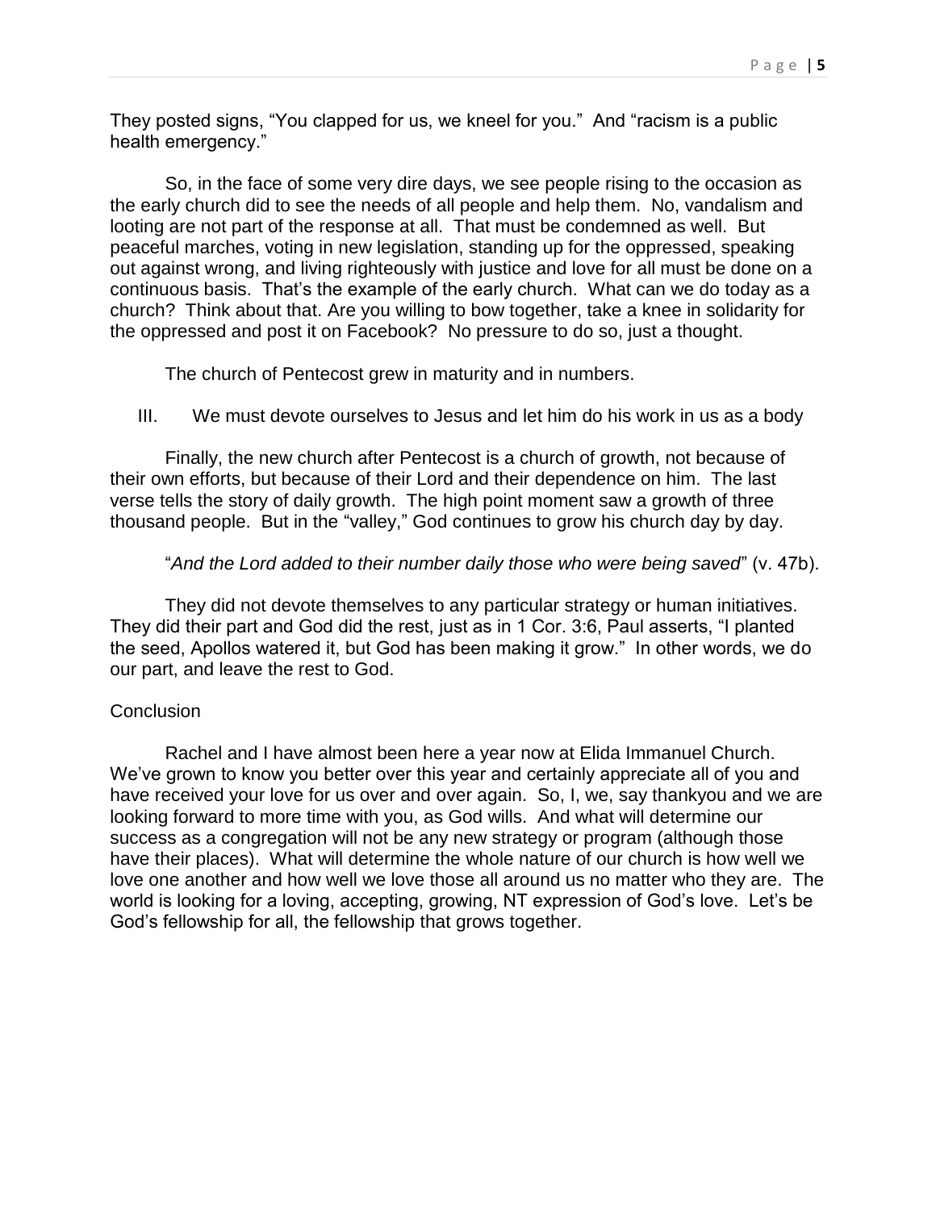They posted signs, "You clapped for us, we kneel for you." And "racism is a public health emergency."

So, in the face of some very dire days, we see people rising to the occasion as the early church did to see the needs of all people and help them. No, vandalism and looting are not part of the response at all. That must be condemned as well. But peaceful marches, voting in new legislation, standing up for the oppressed, speaking out against wrong, and living righteously with justice and love for all must be done on a continuous basis. That's the example of the early church. What can we do today as a church? Think about that. Are you willing to bow together, take a knee in solidarity for the oppressed and post it on Facebook? No pressure to do so, just a thought.

The church of Pentecost grew in maturity and in numbers.

III. We must devote ourselves to Jesus and let him do his work in us as a body

Finally, the new church after Pentecost is a church of growth, not because of their own efforts, but because of their Lord and their dependence on him. The last verse tells the story of daily growth. The high point moment saw a growth of three thousand people. But in the "valley," God continues to grow his church day by day.

"*And the Lord added to their number daily those who were being saved*" (v. 47b).

They did not devote themselves to any particular strategy or human initiatives. They did their part and God did the rest, just as in 1 Cor. 3:6, Paul asserts, "I planted the seed, Apollos watered it, but God has been making it grow." In other words, we do our part, and leave the rest to God.

Conclusion

Rachel and I have almost been here a year now at Elida Immanuel Church. We've grown to know you better over this year and certainly appreciate all of you and have received your love for us over and over again. So, I, we, say thankyou and we are looking forward to more time with you, as God wills. And what will determine our success as a congregation will not be any new strategy or program (although those have their places). What will determine the whole nature of our church is how well we love one another and how well we love those all around us no matter who they are. The world is looking for a loving, accepting, growing, NT expression of God's love. Let's be God's fellowship for all, the fellowship that grows together.